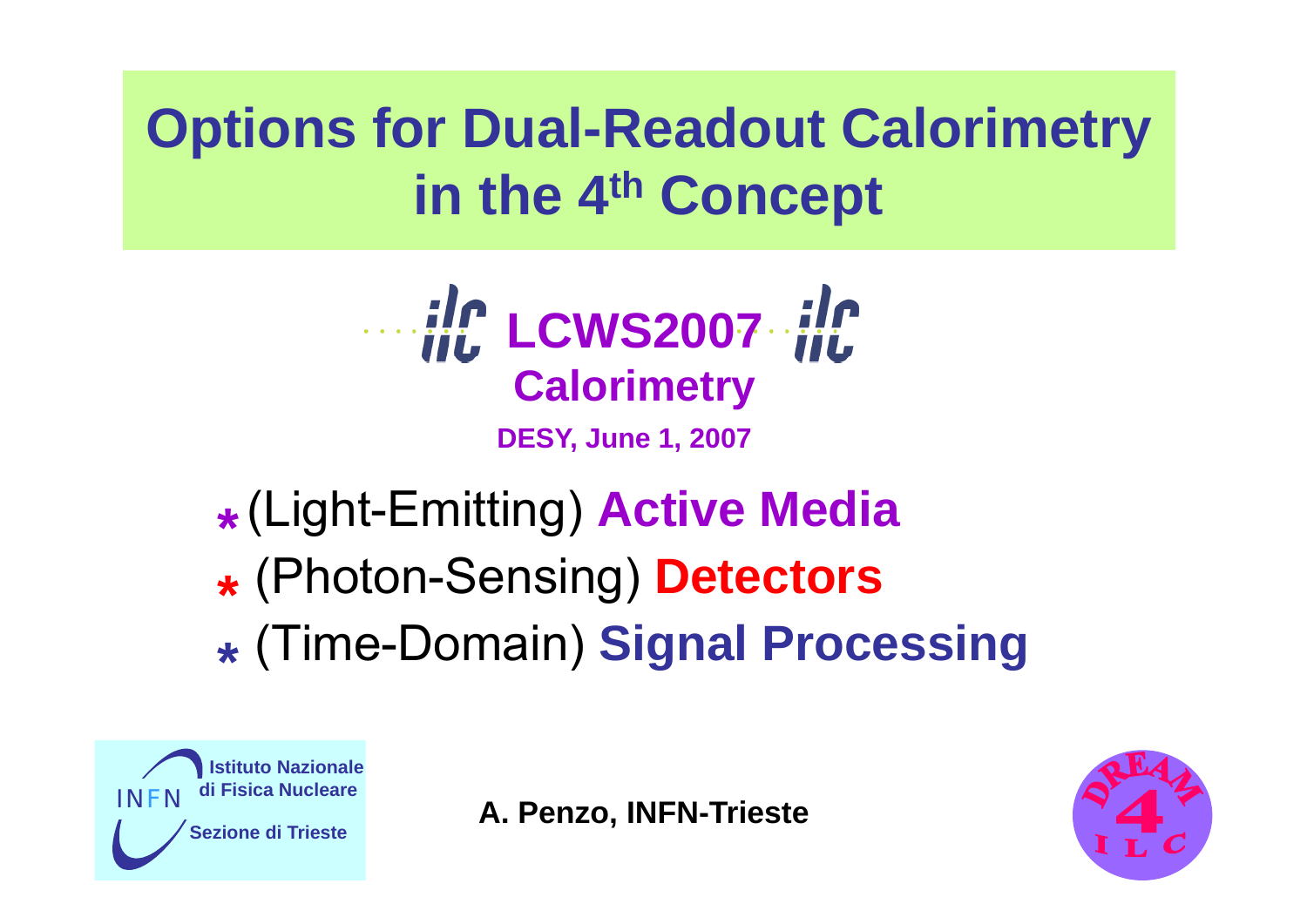# Options for Dual-Readout Calorimetry in the 4th Concept

**LCWS2007**

**Calorimetry**

**DESY, June 1, 2007**

- (Light-Emitting) **Active Media**
- (Photon-Sensing) **Detectors**
- (Time-Domain) **Signal Processing**

INFN Istituto Nazionale di Fisica Nucleare

Sezione di Trieste

**A. Penzo, INFN-Trieste**

DREAM 4 ILC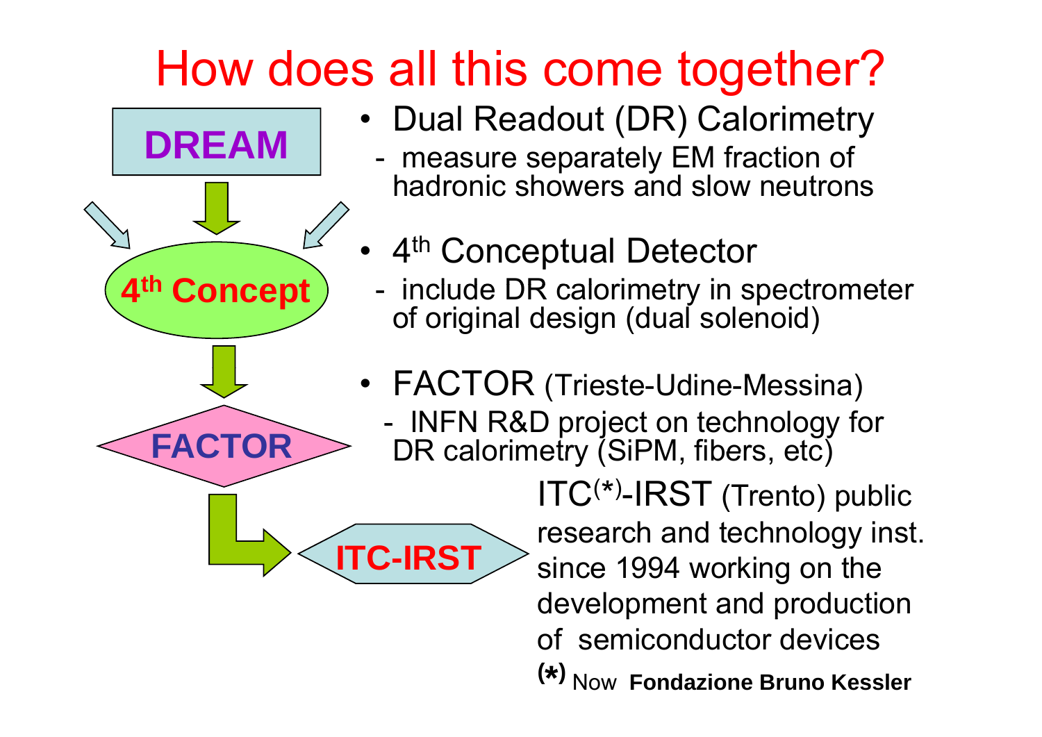# How does all this come together?

DREAM → 4th Concept → FACTOR → ITC-IRST

- Dual Readout (DR) Calorimetry
  - measure separately EM fraction of hadronic showers and slow neutrons
- 4th Conceptual Detector
  - include DR calorimetry in spectrometer of original design (dual solenoid)
- FACTOR (Trieste-Udine-Messina)
  - INFN R&D project on technology for DR calorimetry (SiPM, fibers, etc)

ITC(*)-IRST (Trento) public research and technology inst. since 1994 working on the development and production of semiconductor devices

(*) Now **Fondazione Bruno Kessler**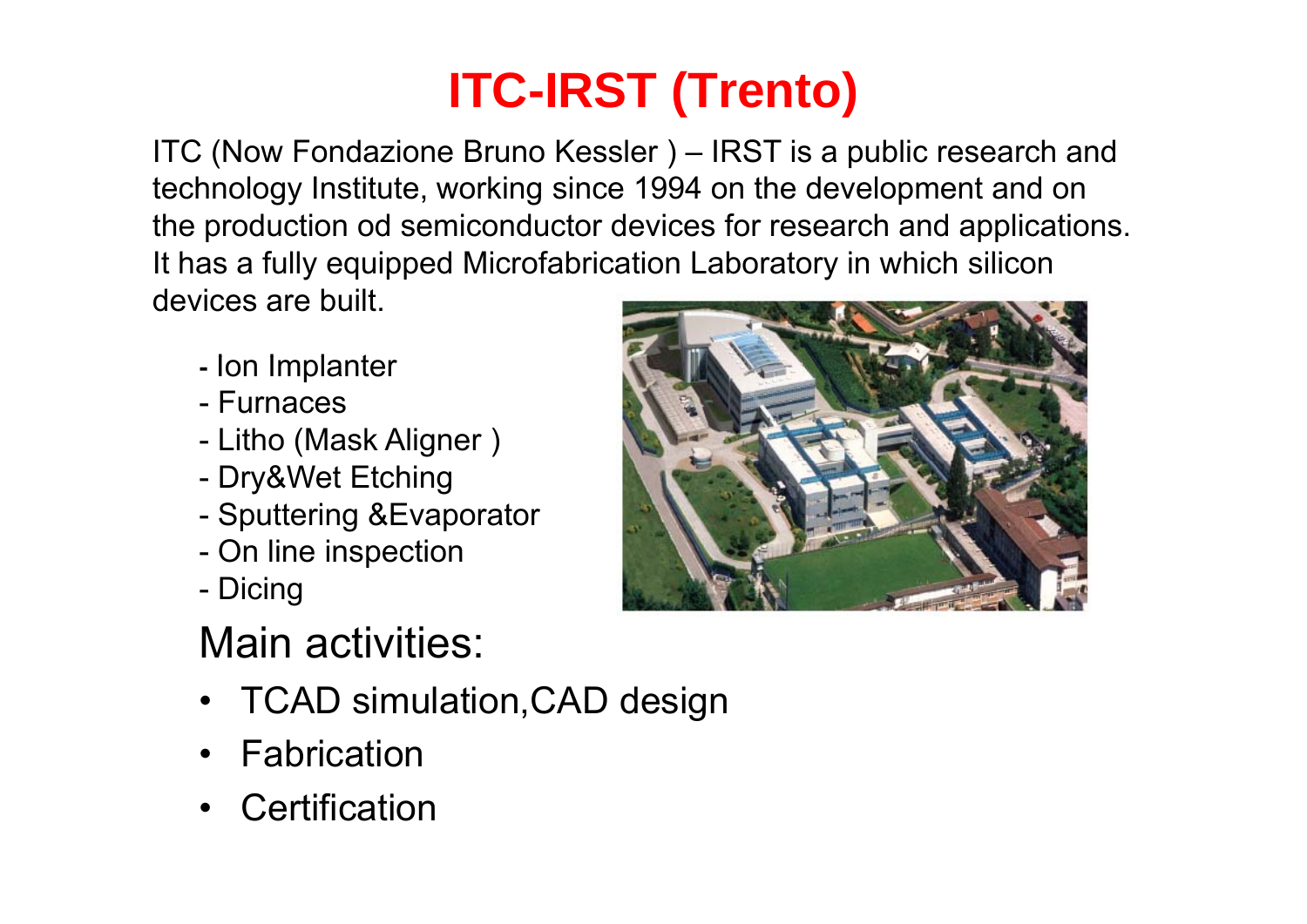# ITC-IRST (Trento)

ITC (Now Fondazione Bruno Kessler ) – IRST is a public research and technology Institute, working since 1994 on the development and on the production od semiconductor devices for research and applications. It has a fully equipped Microfabrication Laboratory in which silicon devices are built.

- Ion Implanter
- Furnaces
- Litho (Mask Aligner )
- Dry&Wet Etching
- Sputtering &Evaporator
- On line inspection
- Dicing

## Main activities:

- TCAD simulation,CAD design
- Fabrication
- Certification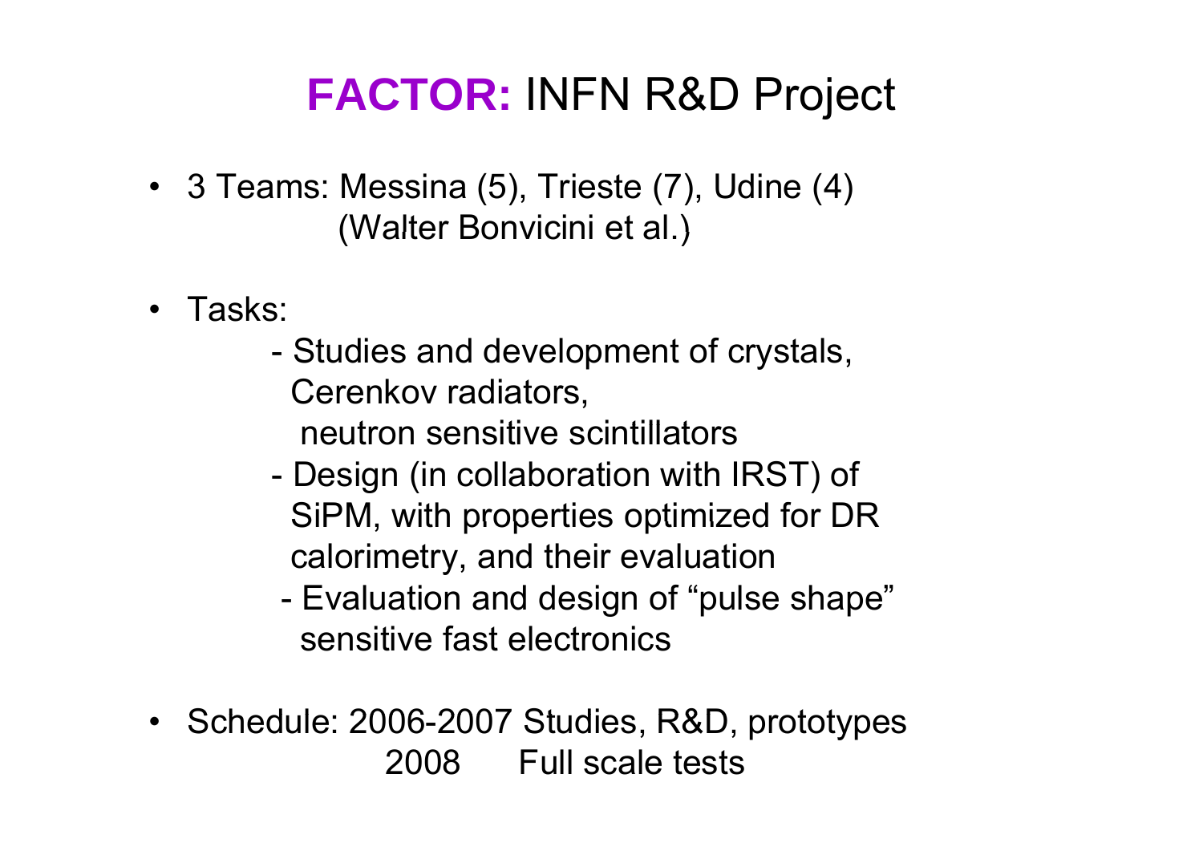# **FACTOR:** INFN R&D Project

- 3 Teams: Messina (5), Trieste (7), Udine (4)
  (Walter Bonvicini et al.)

- Tasks:
  - Studies and development of crystals, Cerenkov radiators, neutron sensitive scintillators
  - Design (in collaboration with IRST) of SiPM, with properties optimized for DR calorimetry, and their evaluation
  - Evaluation and design of "pulse shape" sensitive fast electronics

- Schedule: 2006-2007 Studies, R&D, prototypes
  2008 Full scale tests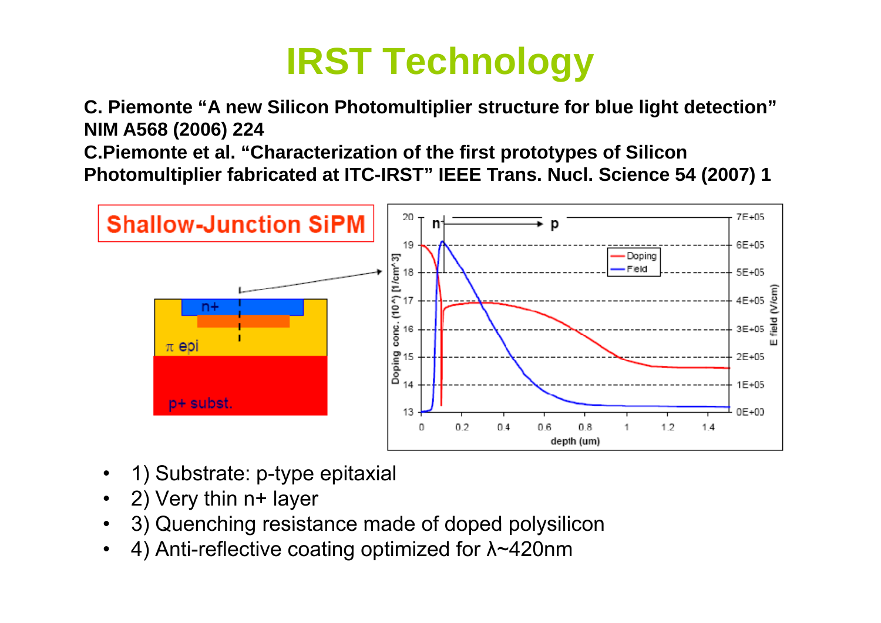# IRST Technology

**C. Piemonte "A new Silicon Photomultiplier structure for blue light detection" NIM A568 (2006) 224**
**C.Piemonte et al. "Characterization of the first prototypes of Silicon Photomultiplier fabricated at ITC-IRST" IEEE Trans. Nucl. Science 54 (2007) 1**

**Shallow-Junction SiPM**

- 1) Substrate: p-type epitaxial
- 2) Very thin n+ layer
- 3) Quenching resistance made of doped polysilicon
- 4) Anti-reflective coating optimized for λ~420nm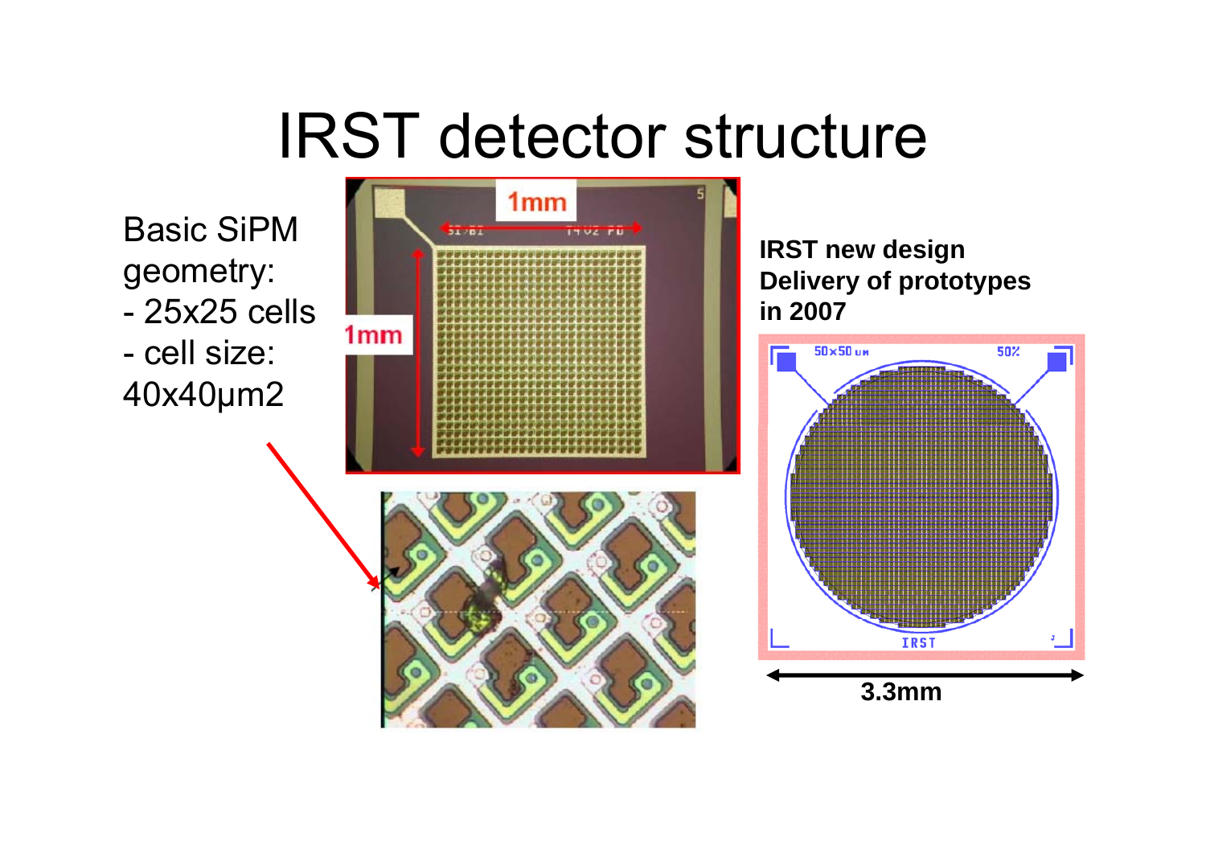# IRST detector structure

Basic SiPM geometry:
- 25x25 cells
- cell size: 40x40μm2

1mm

1mm

**IRST new design**
**Delivery of prototypes in 2007**

50x50 um

50%

IRST

3.3mm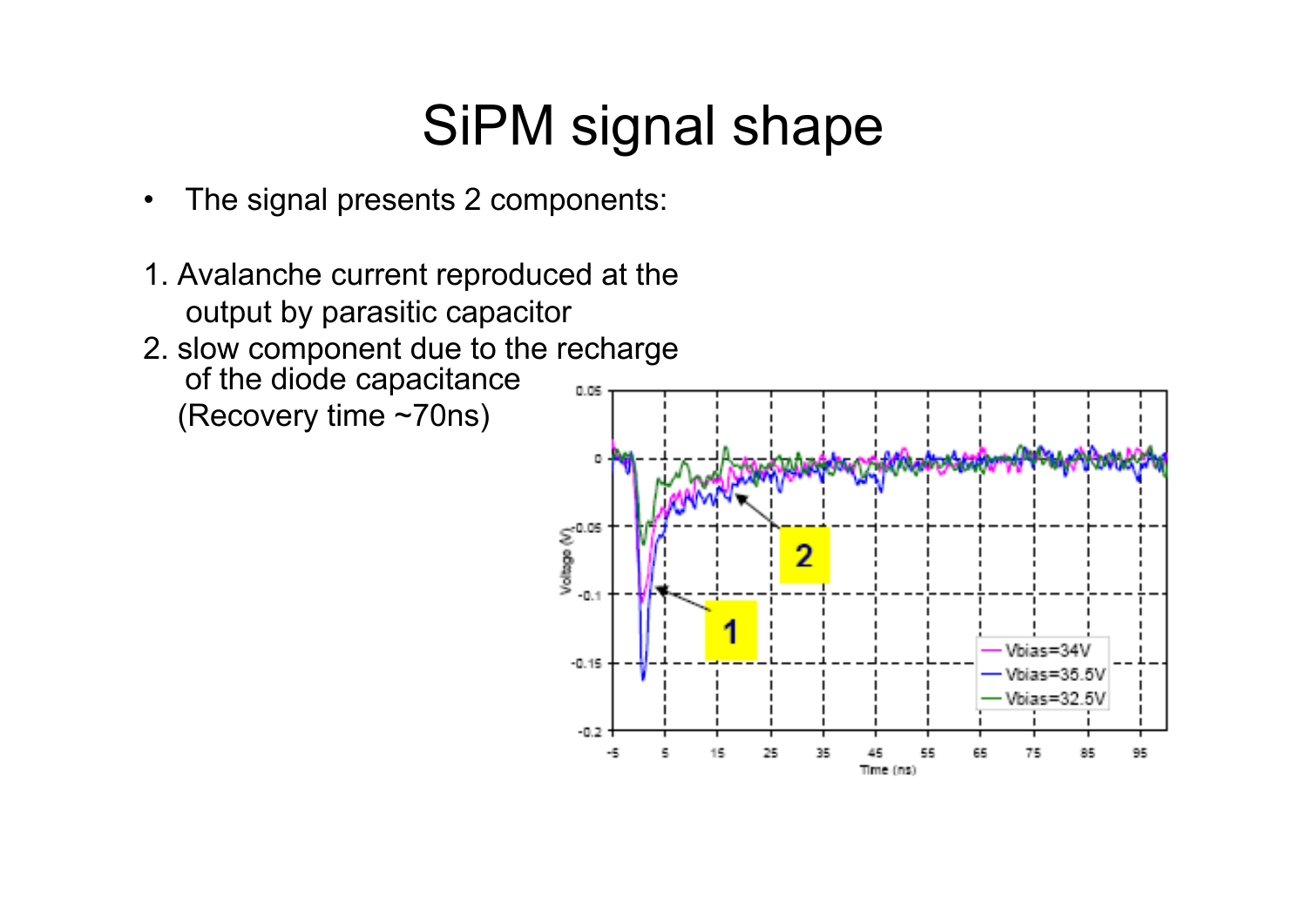# SiPM signal shape

- The signal presents 2 components:

1. Avalanche current reproduced at the output by parasitic capacitor
2. slow component due to the recharge of the diode capacitance (Recovery time ~70ns)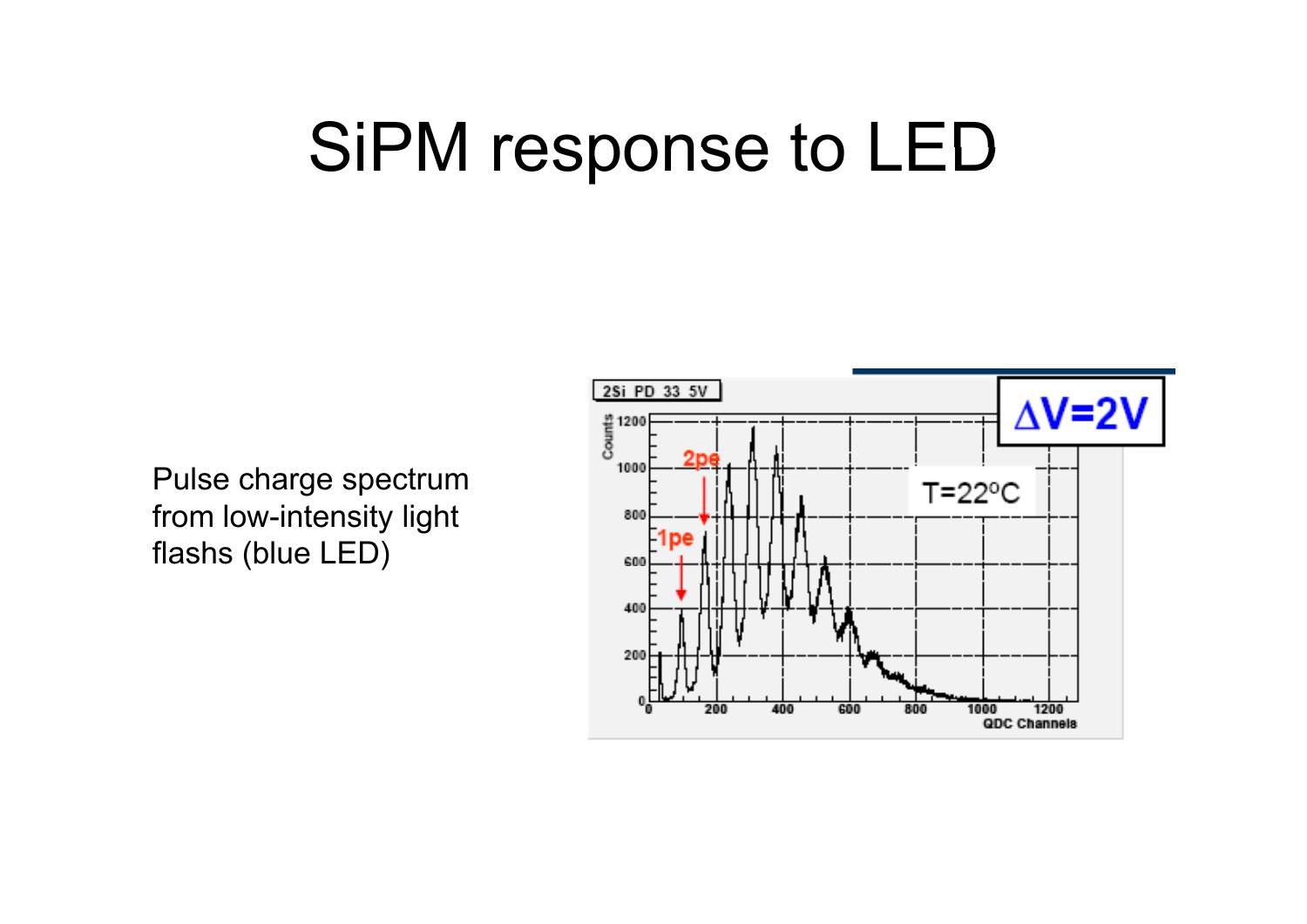# SiPM response to LED

Pulse charge spectrum from low-intensity light flashs (blue LED)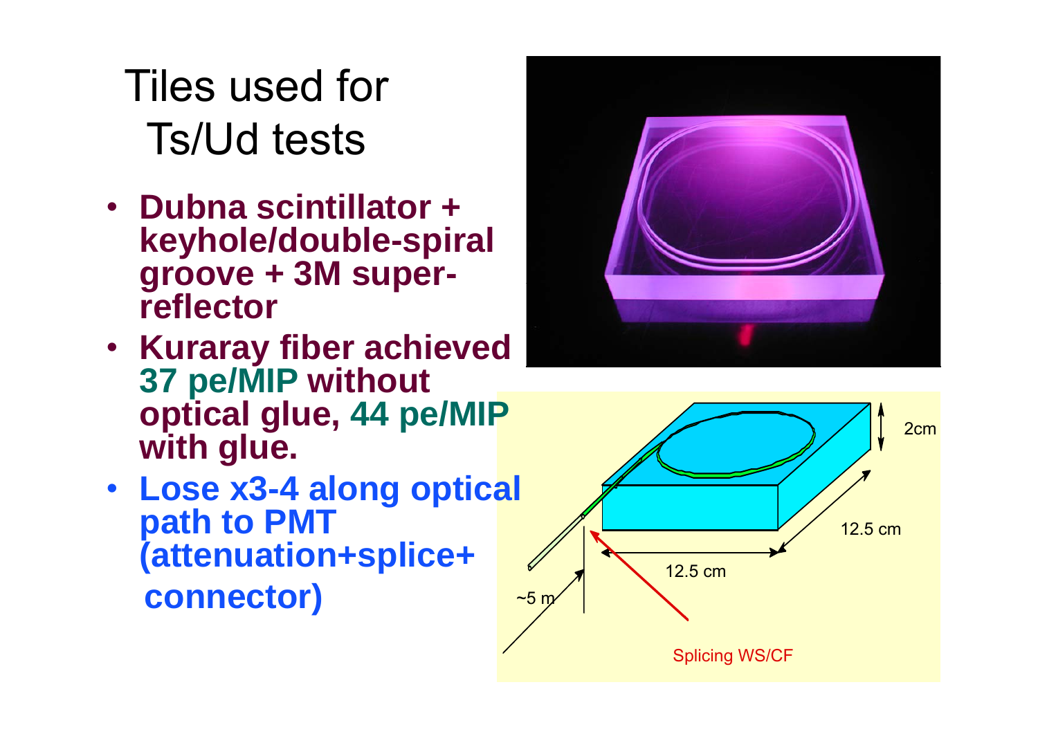# Tiles used for Ts/Ud tests

- **Dubna scintillator + keyhole/double-spiral groove + 3M super-reflector**
- **Kuraray fiber achieved 37 pe/MIP without optical glue, 44 pe/MIP with glue.**
- **Lose x3-4 along optical path to PMT (attenuation+splice+ connector)**

2cm

12.5 cm

12.5 cm

~5 m

Splicing WS/CF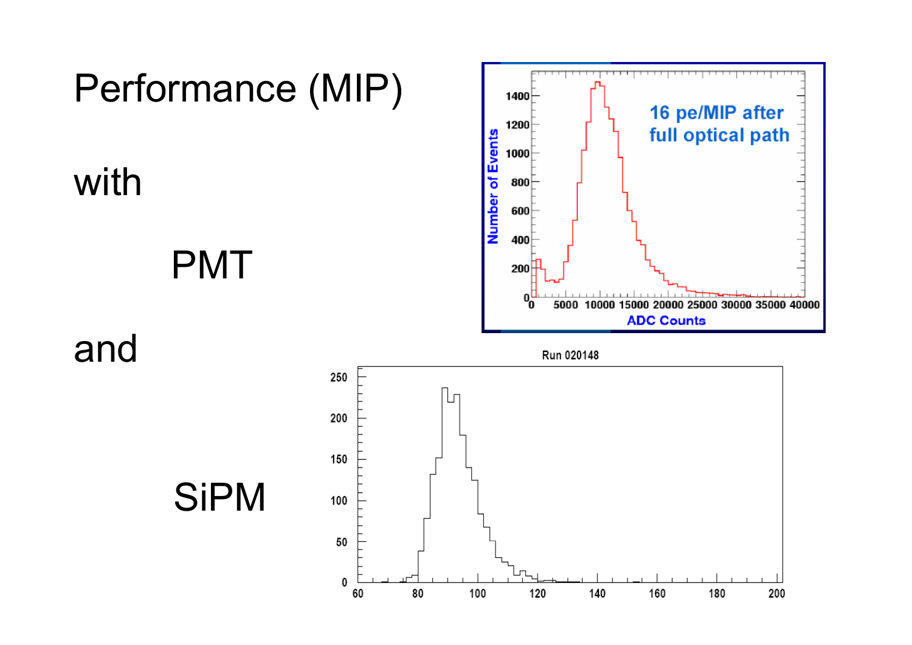# Performance (MIP)

with

PMT

and

SiPM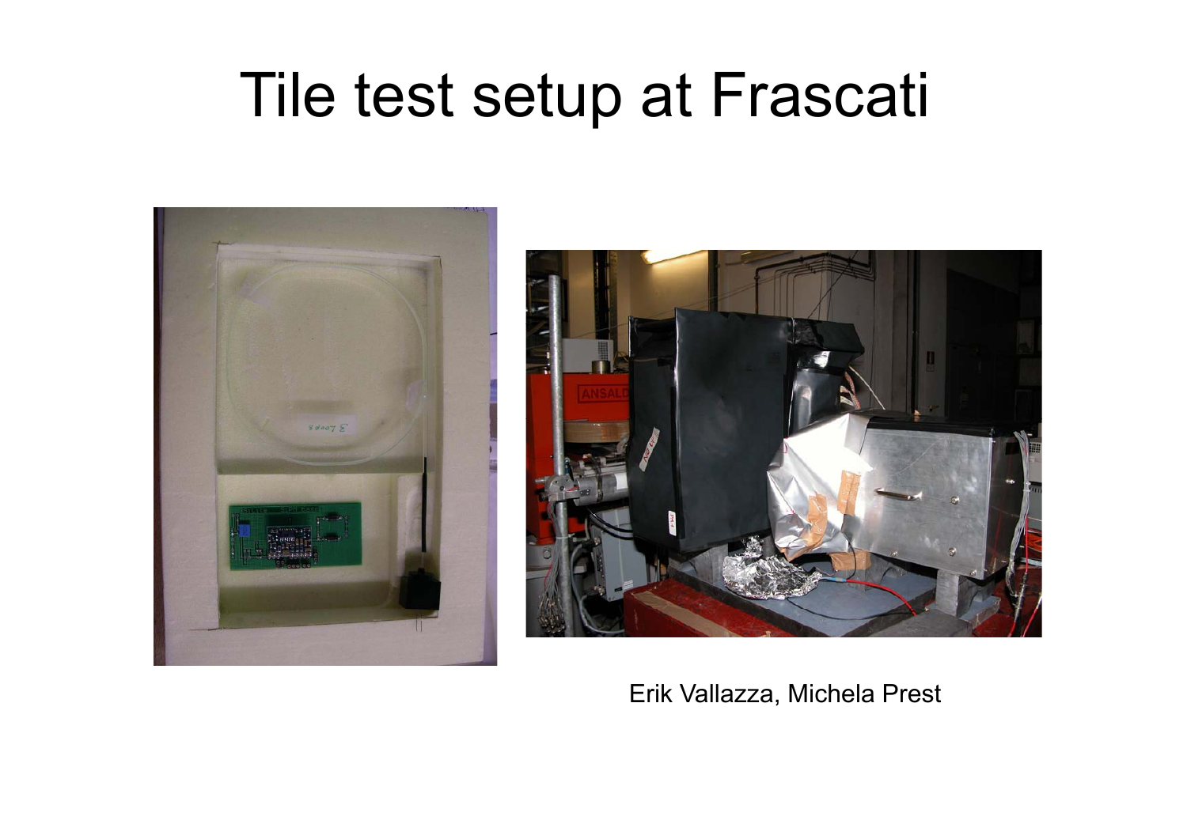# Tile test setup at Frascati

Erik Vallazza, Michela Prest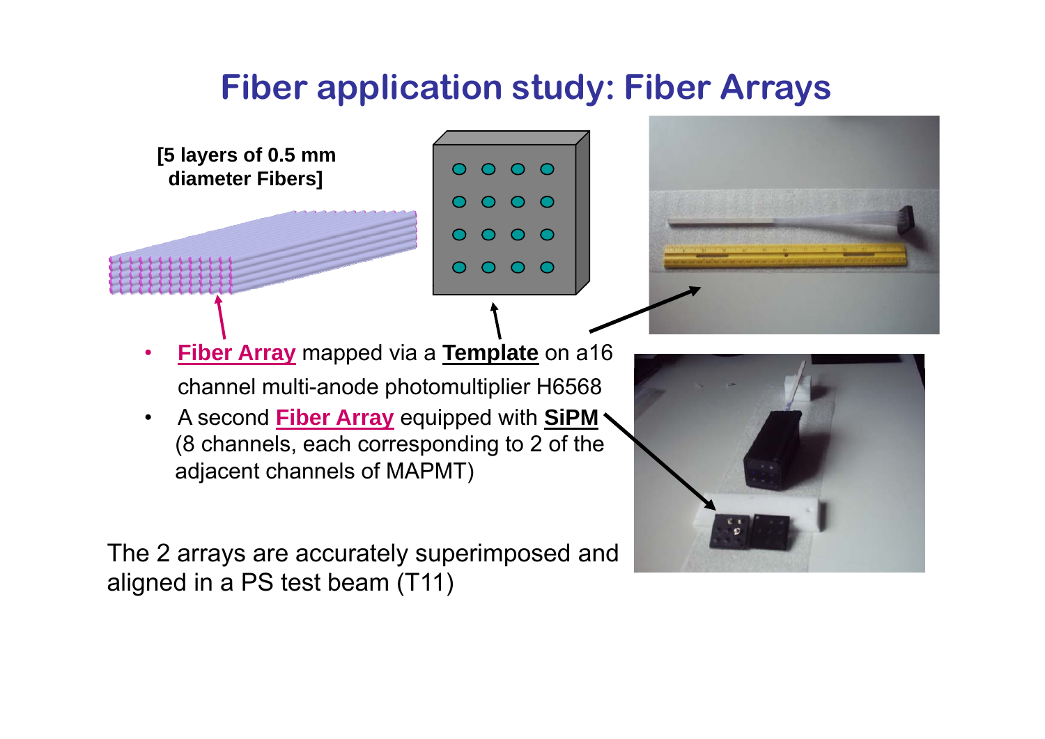# Fiber application study: Fiber Arrays

**[5 layers of 0.5 mm diameter Fibers]**

- **Fiber Array** mapped via a **Template** on a16 channel multi-anode photomultiplier H6568
- A second **Fiber Array** equipped with **SiPM** (8 channels, each corresponding to 2 of the adjacent channels of MAPMT)

The 2 arrays are accurately superimposed and aligned in a PS test beam (T11)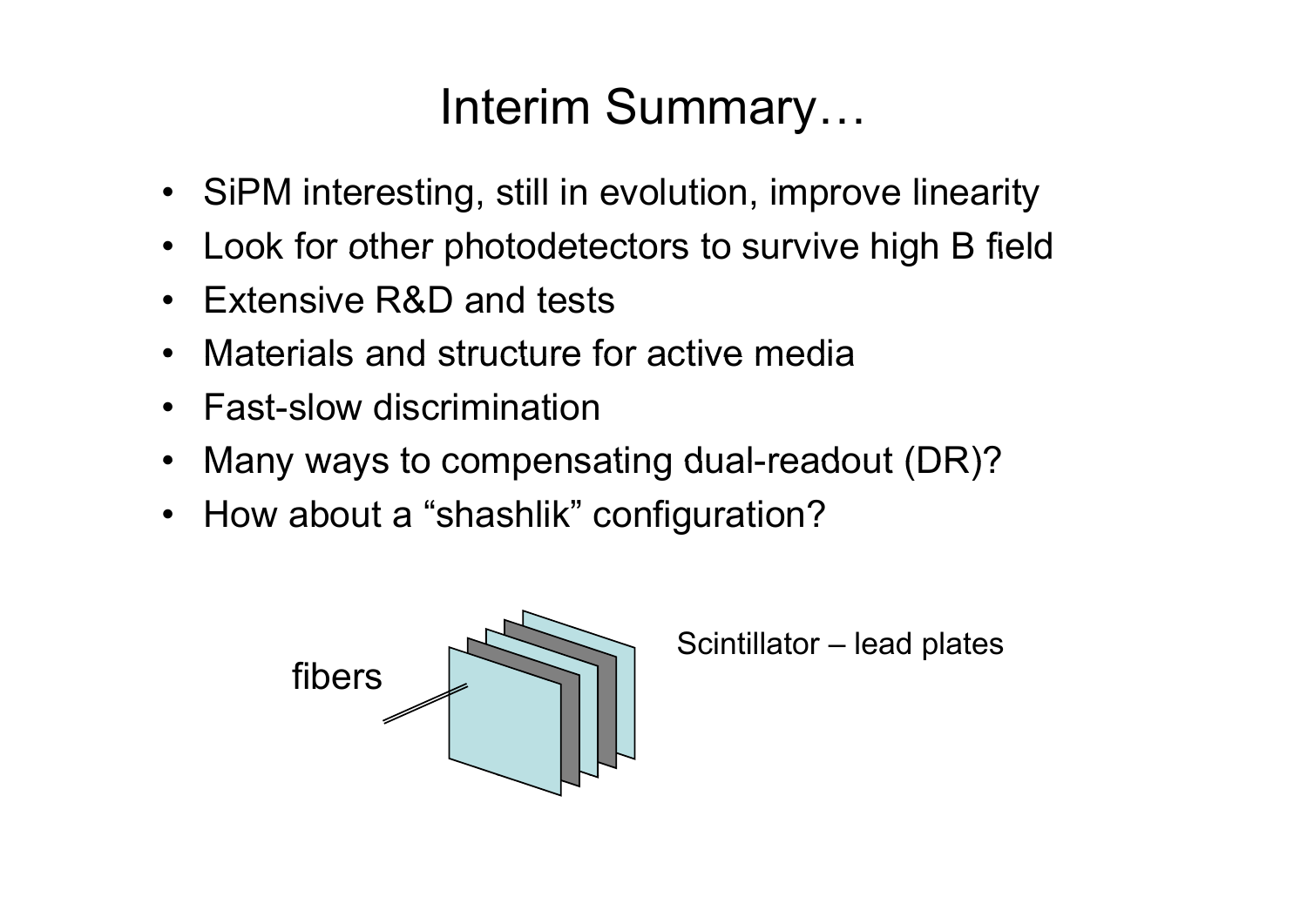# Interim Summary…

- SiPM interesting, still in evolution, improve linearity
- Look for other photodetectors to survive high B field
- Extensive R&D and tests
- Materials and structure for active media
- Fast-slow discrimination
- Many ways to compensating dual-readout (DR)?
- How about a “shashlik” configuration?

fibers

Scintillator – lead plates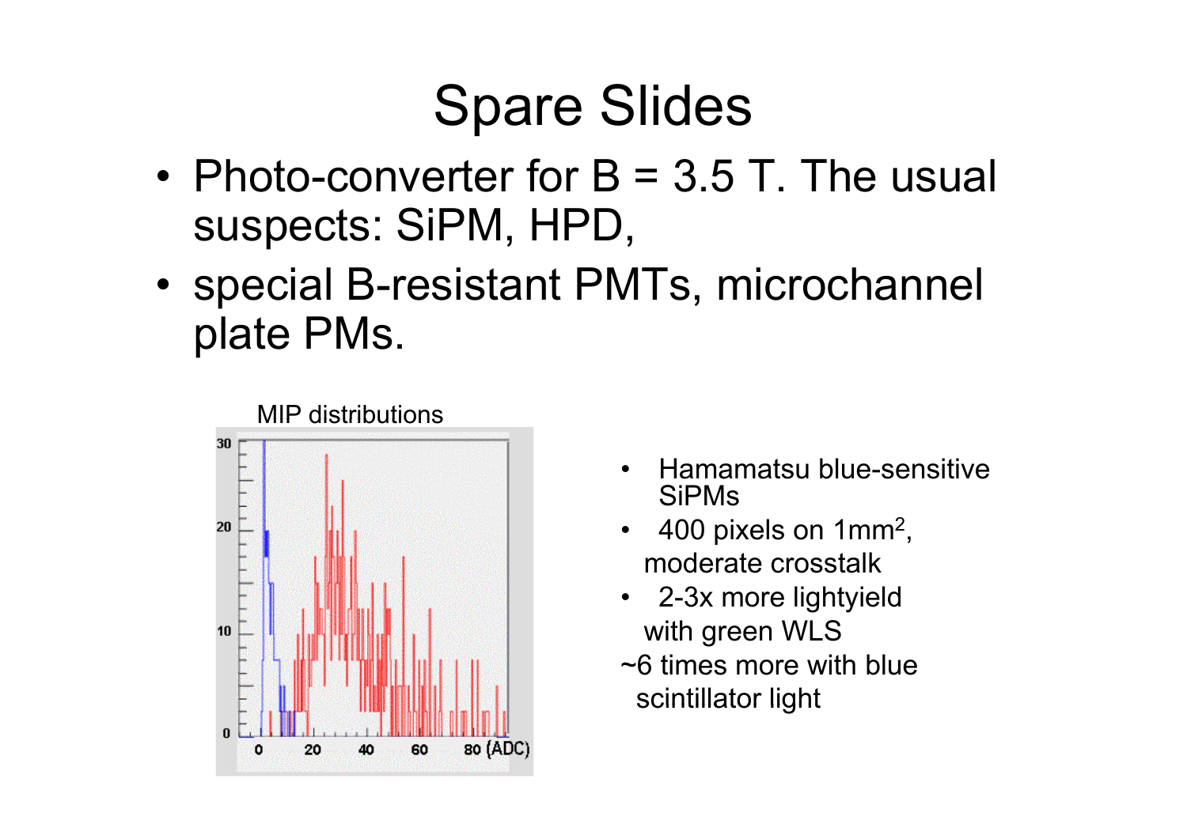# Spare Slides

- Photo-converter for B = 3.5 T. The usual suspects: SiPM, HPD,
- special B-resistant PMTs, microchannel plate PMs.

MIP distributions

- Hamamatsu blue-sensitive SiPMs
- 400 pixels on 1mm$^2$, moderate crosstalk
- 2-3x more lightyield with green WLS

~6 times more with blue scintillator light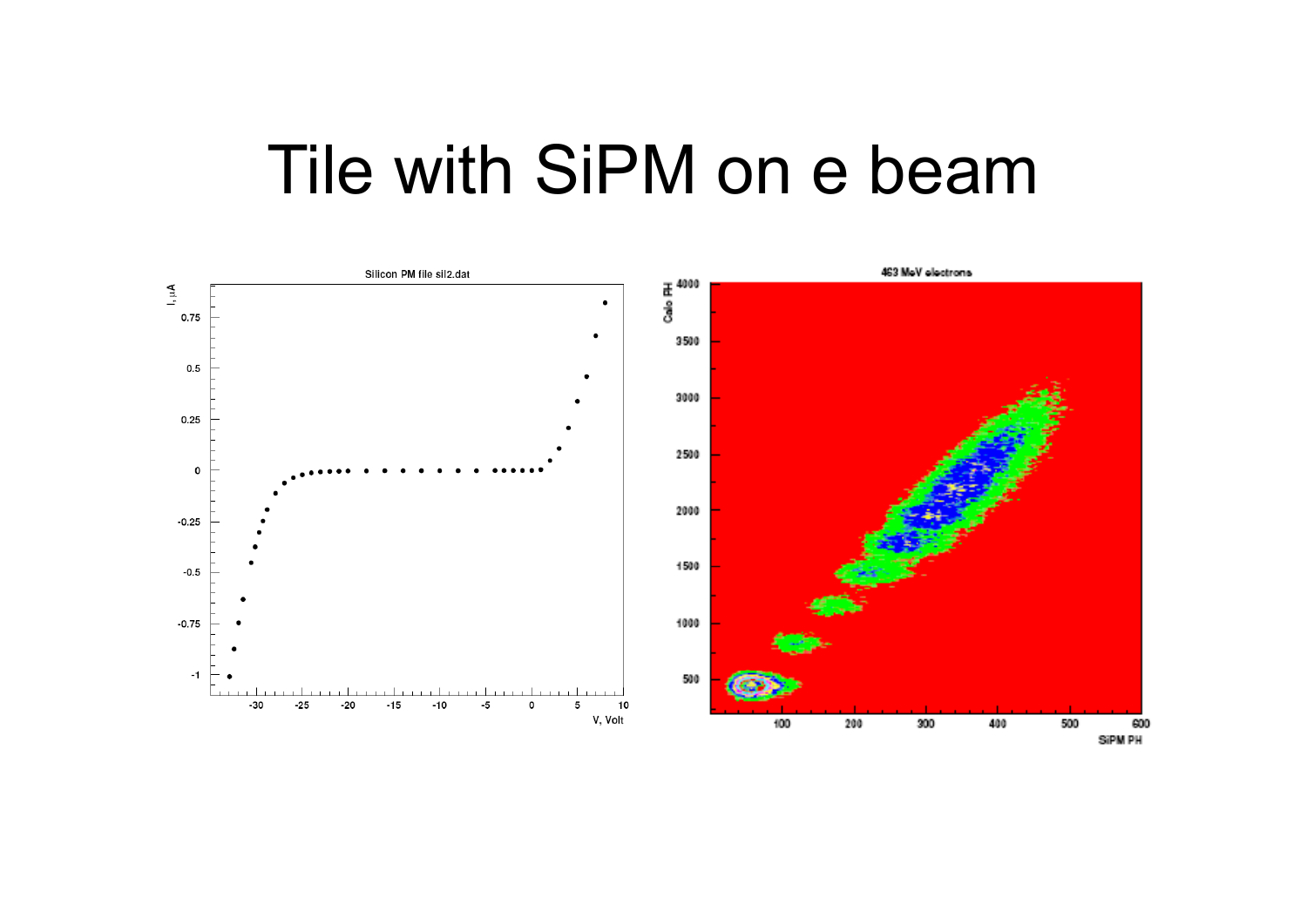# Tile with SiPM on e beam

Silicon PM file sil2.dat

I, μA

0.75

0.5

0.25

0

-0.25

-0.5

-0.75

-1

-30 -25 -20 -15 -10 -5 0 5 10

V, Volt

463 MeV electrons

Calo PH

4000

3500

3000

2500

2000

1500

1000

500

100 200 300 400 500 600

SiPM PH